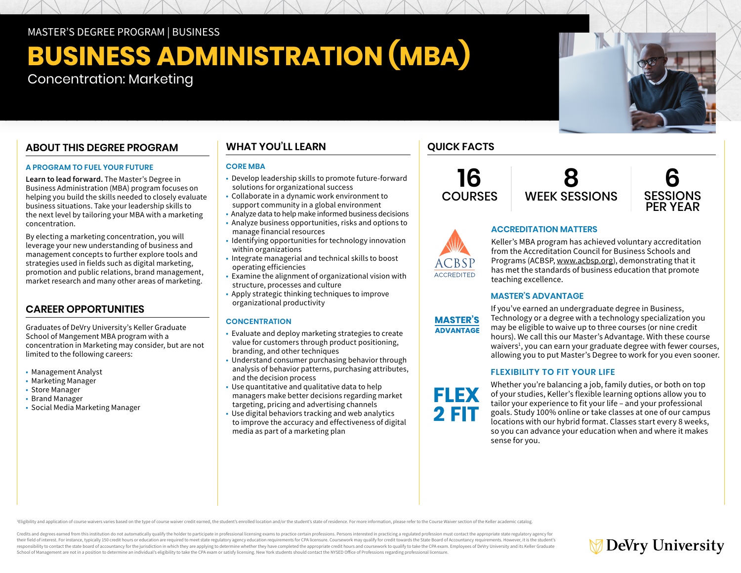MASTER'S DEGREE PROGRAM | BUSINESS

# BUSINESS ADMINISTRATION (MBA)

Concentration: Marketing

## ABOUT THIS DEGREE PROGRAM

### A PROGRAM TO FUEL YOUR FUTURE

**Learn to lead forward.** The Master's Degree in Business Administration (MBA) program focuses on helping you build the skills needed to closely evaluate business situations. Take your leadership skills to the next level by tailoring your MBA with a marketing concentration.

By electing a marketing concentration, you will leverage your new understanding of business and management concepts to further explore tools and strategies used in fields such as digital marketing, promotion and public relations, brand management, market research and many other areas of marketing.

## CAREER OPPORTUNITIES

Graduates of DeVry University's Keller Graduate School of Mangement MBA program with a concentration in Marketing may consider, but are not limited to the following careers:

- Management Analyst
- Marketing Manager
- Store Manager
- Brand Manager
- Social Media Marketing Manager

## WHAT YOU'LL LEARN

### CORE MBA

- Develop leadership skills to promote future-forward solutions for organizational success
- Collaborate in a dynamic work environment to support community in a global environment
- Analyze data to help make informed business decisions
- Analyze business opportunities, risks and options to manage financial resources
- Identifying opportunities for technology innovation within organizations
- Integrate managerial and technical skills to boost operating efficiencies
- Examine the alignment of organizational vision with structure, processes and culture
- Apply strategic thinking techniques to improve organizational productivity

### CONCENTRATION

- Evaluate and deploy marketing strategies to create value for customers through product positioning, branding, and other techniques
- Understand consumer purchasing behavior through analysis of behavior patterns, purchasing attributes, and the decision process
- Use quantitative and qualitative data to help managers make better decisions regarding market targeting, pricing and advertising channels
- Use digital behaviors tracking and web analytics to improve the accuracy and effectiveness of digital media as part of a marketing plan

## QUICK FACTS

**16** COURSES | **8** WEEK SESSIONS | **6** SESSIONS PER YEAR

ACBSP ACCREDITED

### ACCREDITATION MATTERS

Keller's MBA program has achieved voluntary accreditation from the Accreditation Council for Business Schools and Programs (ACBSP, www.acbsp.org), demonstrating that it has met the standards of business education that promote teaching excellence.

MASTER'S ADVANTAGE

### MASTER'S ADVANTAGE

If you've earned an undergraduate degree in Business, Technology or a degree with a technology specialization you may be eligible to waive up to three courses (or nine credit hours). We call this our Master's Advantage. With these course waivers[1], you can earn your graduate degree with fewer courses, allowing you to put Master's Degree to work for you even sooner.

FLEX 2 FIT

### FLEXIBILITY TO FIT YOUR LIFE

Whether you're balancing a job, family duties, or both on top of your studies, Keller's flexible learning options allow you to tailor your experience to fit your life – and your professional goals. Study 100% online or take classes at one of our campus locations with our hybrid format. Classes start every 8 weeks, so you can advance your education when and where it makes sense for you.

[1]Eligibility and application of course waivers varies based on the type of course waiver credit earned, the student's enrolled location and/or the student's state of residence. For more information, please refer to the Course Waiver section of the Keller academic catalog.

Credits and degrees earned from this institution do not automatically qualify the holder to participate in professional licensing exams to practice certain professions. Persons interested in practicing a regulated profession must contact the appropriate state regulatory agency for their field of interest. For instance, typically 150 credit hours or education are required to meet state regulatory agency education requirements for CPA licensure. Coursework may qualify for credit towards the State Board of Accountancy requirements. However, it is the student's responsibility to contact the state board of accountancy for the jurisdiction in which they are applying to determine whether they have completed the appropriate credit hours and coursework to qualify to take the CPA exam. Employees of DeVry University and its Keller Graduate School of Management are not in a position to determine an individual's eligibility to take the CPA exam or satisfy licensing. New York students should contact the NYSED Office of Professions regarding professional licensure.

DeVry University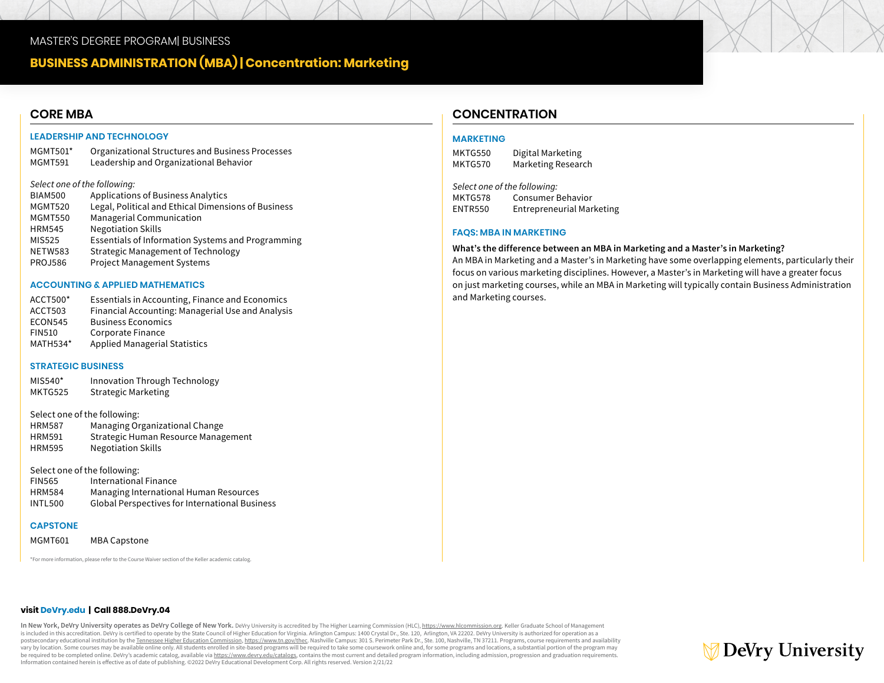MASTER'S DEGREE PROGRAM| BUSINESS

# BUSINESS ADMINISTRATION (MBA) | Concentration: Marketing

## CORE MBA

### LEADERSHIP AND TECHNOLOGY

| | |
|---|---|
| MGMT501* | Organizational Structures and Business Processes |
| MGMT591 | Leadership and Organizational Behavior |

*Select one of the following:*

| | |
|---|---|
| BIAM500 | Applications of Business Analytics |
| MGMT520 | Legal, Political and Ethical Dimensions of Business |
| MGMT550 | Managerial Communication |
| HRM545 | Negotiation Skills |
| MIS525 | Essentials of Information Systems and Programming |
| NETW583 | Strategic Management of Technology |
| PROJ586 | Project Management Systems |

### ACCOUNTING & APPLIED MATHEMATICS

| | |
|---|---|
| ACCT500* | Essentials in Accounting, Finance and Economics |
| ACCT503 | Financial Accounting: Managerial Use and Analysis |
| ECON545 | Business Economics |
| FIN510 | Corporate Finance |
| MATH534* | Applied Managerial Statistics |

### STRATEGIC BUSINESS

| | |
|---|---|
| MIS540* | Innovation Through Technology |
| MKTG525 | Strategic Marketing |

Select one of the following:

| | |
|---|---|
| HRM587 | Managing Organizational Change |
| HRM591 | Strategic Human Resource Management |
| HRM595 | Negotiation Skills |

Select one of the following:

| | |
|---|---|
| FIN565 | International Finance |
| HRM584 | Managing International Human Resources |
| INTL500 | Global Perspectives for International Business |

### CAPSTONE

| | |
|---|---|
| MGMT601 | MBA Capstone |

*For more information, please refer to the Course Waiver section of the Keller academic catalog.

## CONCENTRATION

### MARKETING

| | |
|---|---|
| MKTG550 | Digital Marketing |
| MKTG570 | Marketing Research |

*Select one of the following:*

| | |
|---|---|
| MKTG578 | Consumer Behavior |
| ENTR550 | Entrepreneurial Marketing |

### FAQS: MBA IN MARKETING

**What's the difference between an MBA in Marketing and a Master's in Marketing?**

An MBA in Marketing and a Master's in Marketing have some overlapping elements, particularly their focus on various marketing disciplines. However, a Master's in Marketing will have a greater focus on just marketing courses, while an MBA in Marketing will typically contain Business Administration and Marketing courses.

visit DeVry.edu | Call 888.DeVry.04

**In New York, DeVry University operates as DeVry College of New York.** DeVry University is accredited by The Higher Learning Commission (HLC), https://www.hlcommission.org. Keller Graduate School of Management is included in this accreditation. DeVry is certified to operate by the State Council of Higher Education for Virginia. Arlington Campus: 1400 Crystal Dr., Ste. 120, Arlington, VA 22202. DeVry University is authorized for operation as a postsecondary educational institution by the Tennessee Higher Education Commission, https://www.tn.gov/thec. Nashville Campus: 301 S. Perimeter Park Dr., Ste. 100, Nashville, TN 37211. Programs, course requirements and availability vary by location. Some courses may be available online only. All students enrolled in site-based programs will be required to take some coursework online and, for some programs and locations, a substantial portion of the program may be required to be completed online. DeVry's academic catalog, available via https://www.devry.edu/catalogs, contains the most current and detailed program information, including admission, progression and graduation requirements. Information contained herein is effective as of date of publishing. ©2022 DeVry Educational Development Corp. All rights reserved. Version 2/21/22

DeVry University